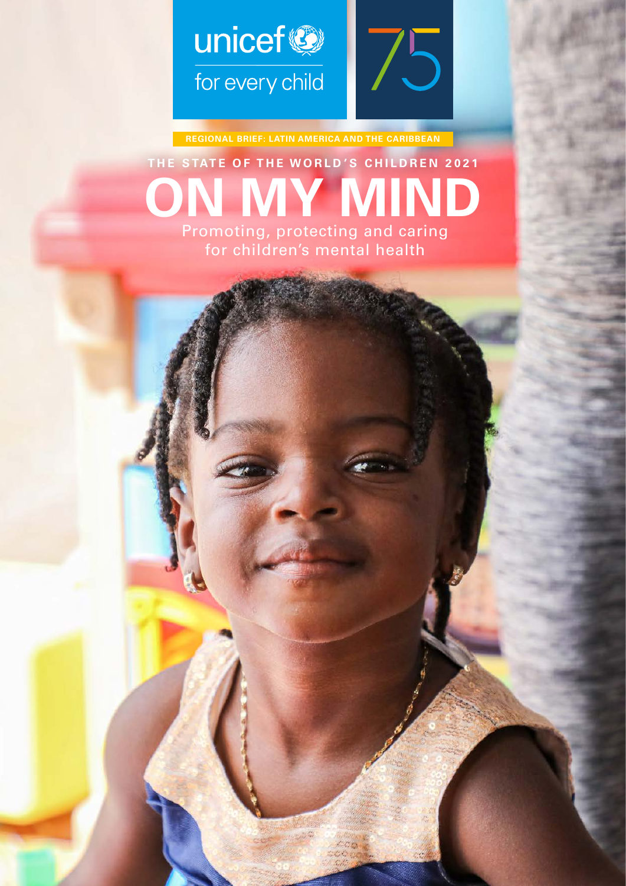unicef for every child

75

REGIONAL BRIEF: LATIN AMERICA AND THE CARIBBEAN

THE STATE OF THE WORLD'S CHILDREN 2021

# ON MY MIND

Promoting, protecting and caring for children's mental health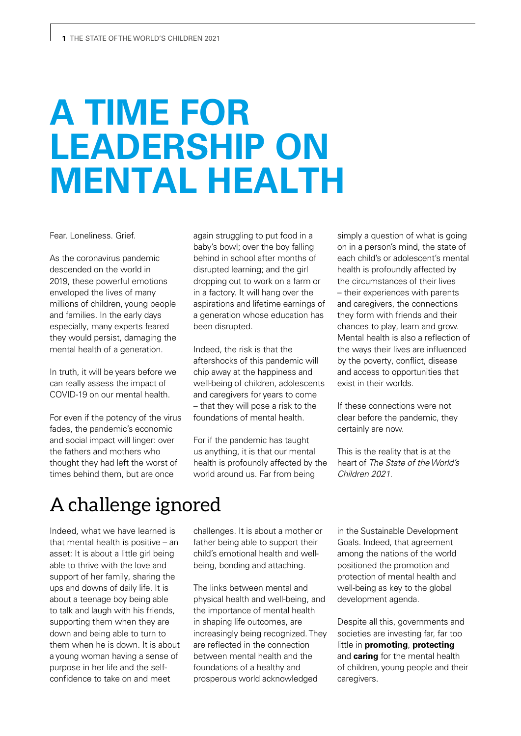# A TIME FOR LEADERSHIP ON MENTAL HEALTH

Fear. Loneliness. Grief.

As the coronavirus pandemic descended on the world in 2019, these powerful emotions enveloped the lives of many millions of children, young people and families. In the early days especially, many experts feared they would persist, damaging the mental health of a generation.

In truth, it will be years before we can really assess the impact of COVID-19 on our mental health.

For even if the potency of the virus fades, the pandemic's economic and social impact will linger: over the fathers and mothers who thought they had left the worst of times behind them, but are once again struggling to put food in a baby's bowl; over the boy falling behind in school after months of disrupted learning; and the girl dropping out to work on a farm or in a factory. It will hang over the aspirations and lifetime earnings of a generation whose education has been disrupted.

Indeed, the risk is that the aftershocks of this pandemic will chip away at the happiness and well-being of children, adolescents and caregivers for years to come – that they will pose a risk to the foundations of mental health.

For if the pandemic has taught us anything, it is that our mental health is profoundly affected by the world around us. Far from being simply a question of what is going on in a person's mind, the state of each child's or adolescent's mental health is profoundly affected by the circumstances of their lives – their experiences with parents and caregivers, the connections they form with friends and their chances to play, learn and grow. Mental health is also a reflection of the ways their lives are influenced by the poverty, conflict, disease and access to opportunities that exist in their worlds.

If these connections were not clear before the pandemic, they certainly are now.

This is the reality that is at the heart of *The State of the World's Children 2021*.

## A challenge ignored

Indeed, what we have learned is that mental health is positive – an asset: It is about a little girl being able to thrive with the love and support of her family, sharing the ups and downs of daily life. It is about a teenage boy being able to talk and laugh with his friends, supporting them when they are down and being able to turn to them when he is down. It is about a young woman having a sense of purpose in her life and the self-confidence to take on and meet challenges. It is about a mother or father being able to support their child's emotional health and well-being, bonding and attaching.

The links between mental and physical health and well-being, and the importance of mental health in shaping life outcomes, are increasingly being recognized. They are reflected in the connection between mental health and the foundations of a healthy and prosperous world acknowledged in the Sustainable Development Goals. Indeed, that agreement among the nations of the world positioned the promotion and protection of mental health and well-being as key to the global development agenda.

Despite all this, governments and societies are investing far, far too little in **promoting**, **protecting** and **caring** for the mental health of children, young people and their caregivers.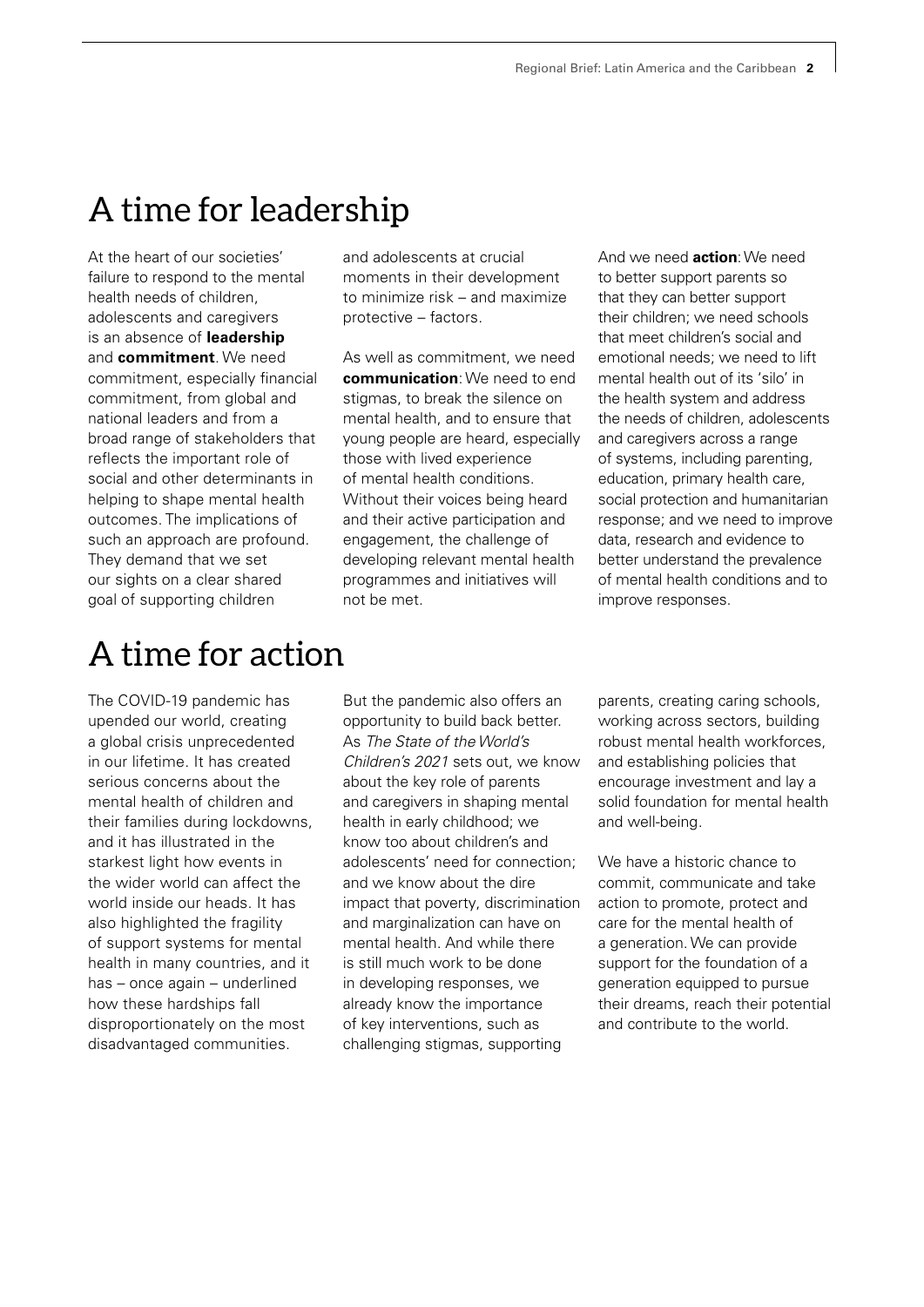# A time for leadership

At the heart of our societies' failure to respond to the mental health needs of children, adolescents and caregivers is an absence of **leadership** and **commitment**. We need commitment, especially financial commitment, from global and national leaders and from a broad range of stakeholders that reflects the important role of social and other determinants in helping to shape mental health outcomes. The implications of such an approach are profound. They demand that we set our sights on a clear shared goal of supporting children and adolescents at crucial moments in their development to minimize risk – and maximize protective – factors.

As well as commitment, we need **communication**: We need to end stigmas, to break the silence on mental health, and to ensure that young people are heard, especially those with lived experience of mental health conditions. Without their voices being heard and their active participation and engagement, the challenge of developing relevant mental health programmes and initiatives will not be met.

And we need **action**: We need to better support parents so that they can better support their children; we need schools that meet children's social and emotional needs; we need to lift mental health out of its 'silo' in the health system and address the needs of children, adolescents and caregivers across a range of systems, including parenting, education, primary health care, social protection and humanitarian response; and we need to improve data, research and evidence to better understand the prevalence of mental health conditions and to improve responses.

# A time for action

The COVID-19 pandemic has upended our world, creating a global crisis unprecedented in our lifetime. It has created serious concerns about the mental health of children and their families during lockdowns, and it has illustrated in the starkest light how events in the wider world can affect the world inside our heads. It has also highlighted the fragility of support systems for mental health in many countries, and it has – once again – underlined how these hardships fall disproportionately on the most disadvantaged communities.

But the pandemic also offers an opportunity to build back better. As *The State of the World's Children's 2021* sets out, we know about the key role of parents and caregivers in shaping mental health in early childhood; we know too about children's and adolescents' need for connection; and we know about the dire impact that poverty, discrimination and marginalization can have on mental health. And while there is still much work to be done in developing responses, we already know the importance of key interventions, such as challenging stigmas, supporting parents, creating caring schools, working across sectors, building robust mental health workforces, and establishing policies that encourage investment and lay a solid foundation for mental health and well-being.

We have a historic chance to commit, communicate and take action to promote, protect and care for the mental health of a generation. We can provide support for the foundation of a generation equipped to pursue their dreams, reach their potential and contribute to the world.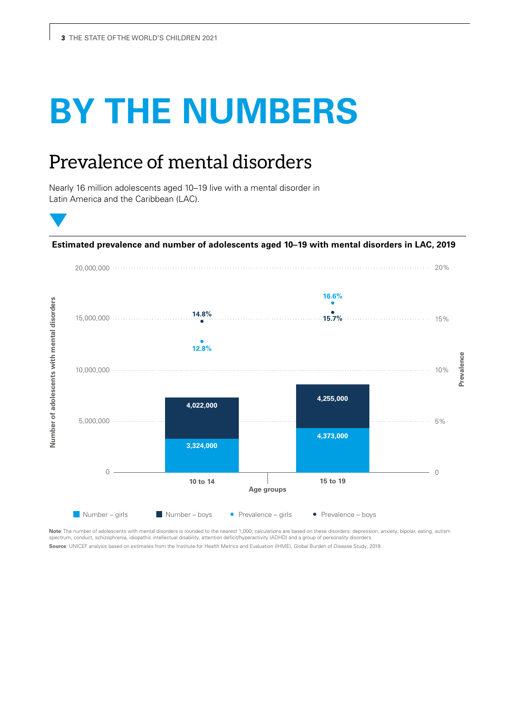# BY THE NUMBERS

## Prevalence of mental disorders

Nearly 16 million adolescents aged 10–19 live with a mental disorder in Latin America and the Caribbean (LAC).

**Estimated prevalence and number of adolescents aged 10–19 with mental disorders in LAC, 2019**

| Age groups | Number – girls | Number – boys | Prevalence – girls | Prevalence – boys |
|---|---|---|---|---|
| 10 to 14 | 3,324,000 | 4,022,000 | 12.8% | 14.8% |
| 15 to 19 | 4,373,000 | 4,255,000 | 16.6% | 15.7% |

**Note**: The number of adolescents with mental disorders is rounded to the nearest 1,000; calculations are based on these disorders: depression, anxiety, bipolar, eating, autism spectrum, conduct, schizophrenia, idiopathic intellectual disability, attention deficit/hyperactivity (ADHD) and a group of personality disorders.

**Source**: UNICEF analysis based on estimates from the Institute for Health Metrics and Evaluation (IHME), Global Burden of Disease Study, 2019.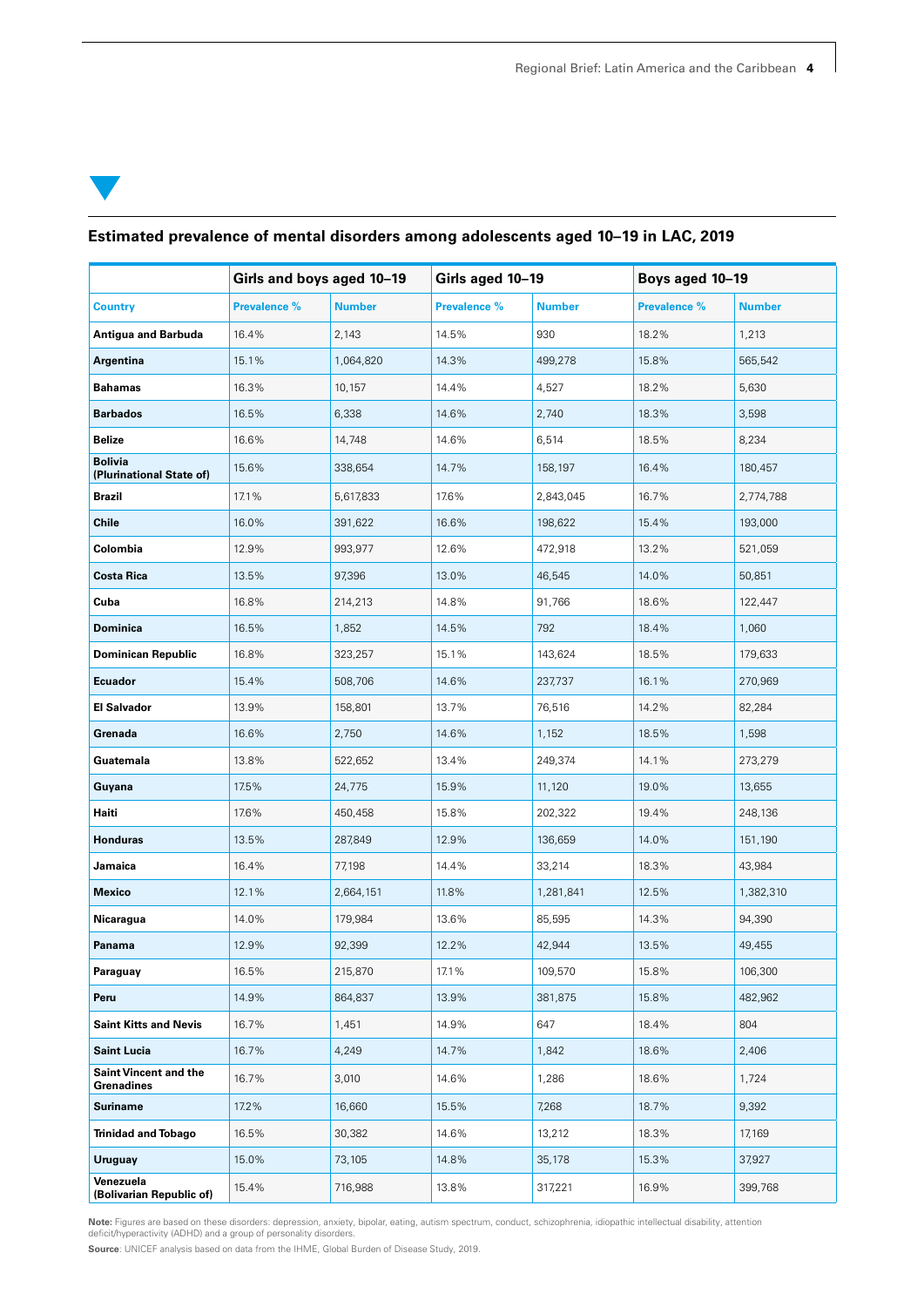### Estimated prevalence of mental disorders among adolescents aged 10–19 in LAC, 2019

| | Girls and boys aged 10–19 | | Girls aged 10–19 | | Boys aged 10–19 | |
|---|---|---|---|---|---|---|
| **Country** | **Prevalence %** | **Number** | **Prevalence %** | **Number** | **Prevalence %** | **Number** |
| **Antigua and Barbuda** | 16.4% | 2,143 | 14.5% | 930 | 18.2% | 1,213 |
| **Argentina** | 15.1% | 1,064,820 | 14.3% | 499,278 | 15.8% | 565,542 |
| **Bahamas** | 16.3% | 10,157 | 14.4% | 4,527 | 18.2% | 5,630 |
| **Barbados** | 16.5% | 6,338 | 14.6% | 2,740 | 18.3% | 3,598 |
| **Belize** | 16.6% | 14,748 | 14.6% | 6,514 | 18.5% | 8,234 |
| **Bolivia (Plurinational State of)** | 15.6% | 338,654 | 14.7% | 158,197 | 16.4% | 180,457 |
| **Brazil** | 17.1% | 5,617,833 | 17.6% | 2,843,045 | 16.7% | 2,774,788 |
| **Chile** | 16.0% | 391,622 | 16.6% | 198,622 | 15.4% | 193,000 |
| **Colombia** | 12.9% | 993,977 | 12.6% | 472,918 | 13.2% | 521,059 |
| **Costa Rica** | 13.5% | 97,396 | 13.0% | 46,545 | 14.0% | 50,851 |
| **Cuba** | 16.8% | 214,213 | 14.8% | 91,766 | 18.6% | 122,447 |
| **Dominica** | 16.5% | 1,852 | 14.5% | 792 | 18.4% | 1,060 |
| **Dominican Republic** | 16.8% | 323,257 | 15.1% | 143,624 | 18.5% | 179,633 |
| **Ecuador** | 15.4% | 508,706 | 14.6% | 237,737 | 16.1% | 270,969 |
| **El Salvador** | 13.9% | 158,801 | 13.7% | 76,516 | 14.2% | 82,284 |
| **Grenada** | 16.6% | 2,750 | 14.6% | 1,152 | 18.5% | 1,598 |
| **Guatemala** | 13.8% | 522,652 | 13.4% | 249,374 | 14.1% | 273,279 |
| **Guyana** | 17.5% | 24,775 | 15.9% | 11,120 | 19.0% | 13,655 |
| **Haiti** | 17.6% | 450,458 | 15.8% | 202,322 | 19.4% | 248,136 |
| **Honduras** | 13.5% | 287,849 | 12.9% | 136,659 | 14.0% | 151,190 |
| **Jamaica** | 16.4% | 77,198 | 14.4% | 33,214 | 18.3% | 43,984 |
| **Mexico** | 12.1% | 2,664,151 | 11.8% | 1,281,841 | 12.5% | 1,382,310 |
| **Nicaragua** | 14.0% | 179,984 | 13.6% | 85,595 | 14.3% | 94,390 |
| **Panama** | 12.9% | 92,399 | 12.2% | 42,944 | 13.5% | 49,455 |
| **Paraguay** | 16.5% | 215,870 | 17.1% | 109,570 | 15.8% | 106,300 |
| **Peru** | 14.9% | 864,837 | 13.9% | 381,875 | 15.8% | 482,962 |
| **Saint Kitts and Nevis** | 16.7% | 1,451 | 14.9% | 647 | 18.4% | 804 |
| **Saint Lucia** | 16.7% | 4,249 | 14.7% | 1,842 | 18.6% | 2,406 |
| **Saint Vincent and the Grenadines** | 16.7% | 3,010 | 14.6% | 1,286 | 18.6% | 1,724 |
| **Suriname** | 17.2% | 16,660 | 15.5% | 7,268 | 18.7% | 9,392 |
| **Trinidad and Tobago** | 16.5% | 30,382 | 14.6% | 13,212 | 18.3% | 17,169 |
| **Uruguay** | 15.0% | 73,105 | 14.8% | 35,178 | 15.3% | 37,927 |
| **Venezuela (Bolivarian Republic of)** | 15.4% | 716,988 | 13.8% | 317,221 | 16.9% | 399,768 |

**Note:** Figures are based on these disorders: depression, anxiety, bipolar, eating, autism spectrum, conduct, schizophrenia, idiopathic intellectual disability, attention deficit/hyperactivity (ADHD) and a group of personality disorders.

**Source**: UNICEF analysis based on data from the IHME, Global Burden of Disease Study, 2019.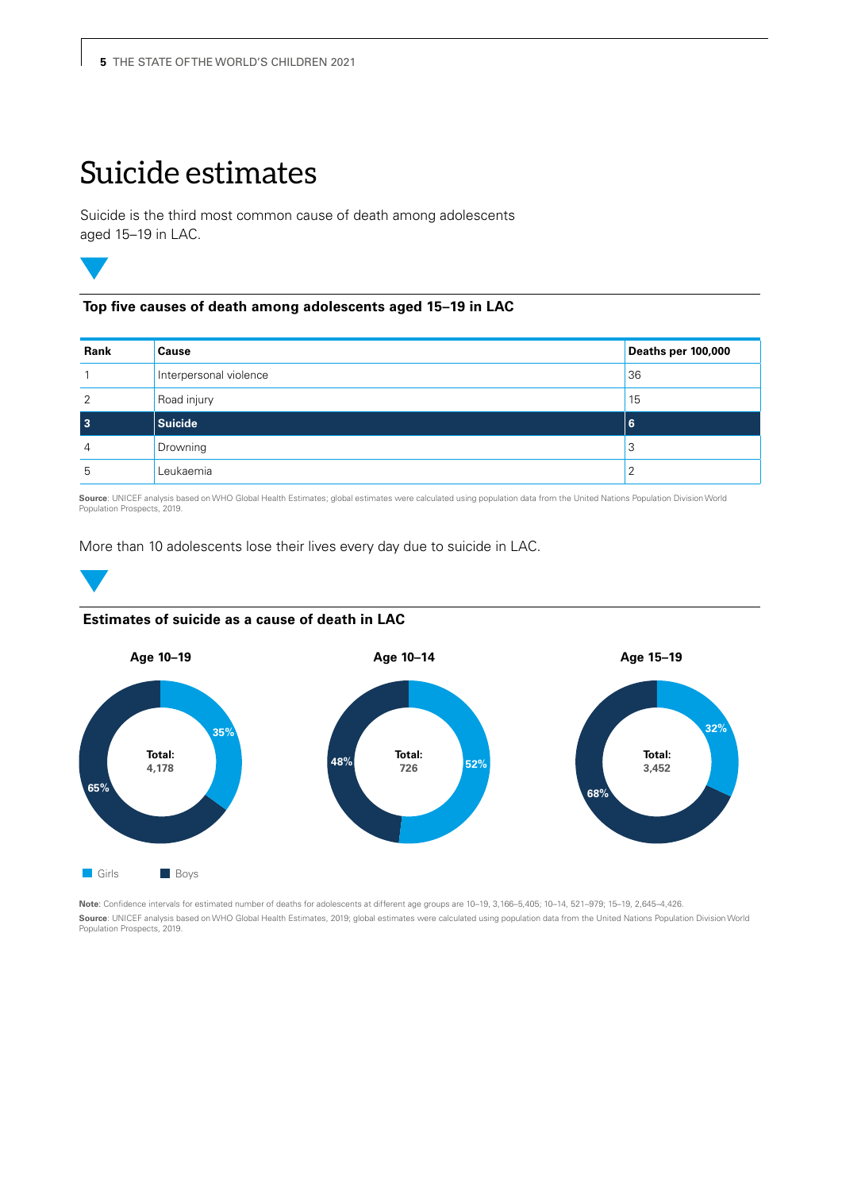# Suicide estimates

Suicide is the third most common cause of death among adolescents aged 15–19 in LAC.

### Top five causes of death among adolescents aged 15–19 in LAC

| Rank | Cause | Deaths per 100,000 |
|---|---|---|
| 1 | Interpersonal violence | 36 |
| 2 | Road injury | 15 |
| **3** | **Suicide** | **6** |
| 4 | Drowning | 3 |
| 5 | Leukaemia | 2 |

**Source**: UNICEF analysis based on WHO Global Health Estimates; global estimates were calculated using population data from the United Nations Population Division World Population Prospects, 2019.

More than 10 adolescents lose their lives every day due to suicide in LAC.

### Estimates of suicide as a cause of death in LAC

**Age 10–19**
Total: 4,178
Girls: 35%
Boys: 65%

**Age 10–14**
Total: 726
Girls: 52%
Boys: 48%

**Age 15–19**
Total: 3,452
Girls: 32%
Boys: 68%

Girls | Boys

**Note**: Confidence intervals for estimated number of deaths for adolescents at different age groups are 10–19, 3,166–5,405; 10–14, 521–979; 15–19, 2,645–4,426.

**Source**: UNICEF analysis based on WHO Global Health Estimates, 2019; global estimates were calculated using population data from the United Nations Population Division World Population Prospects, 2019.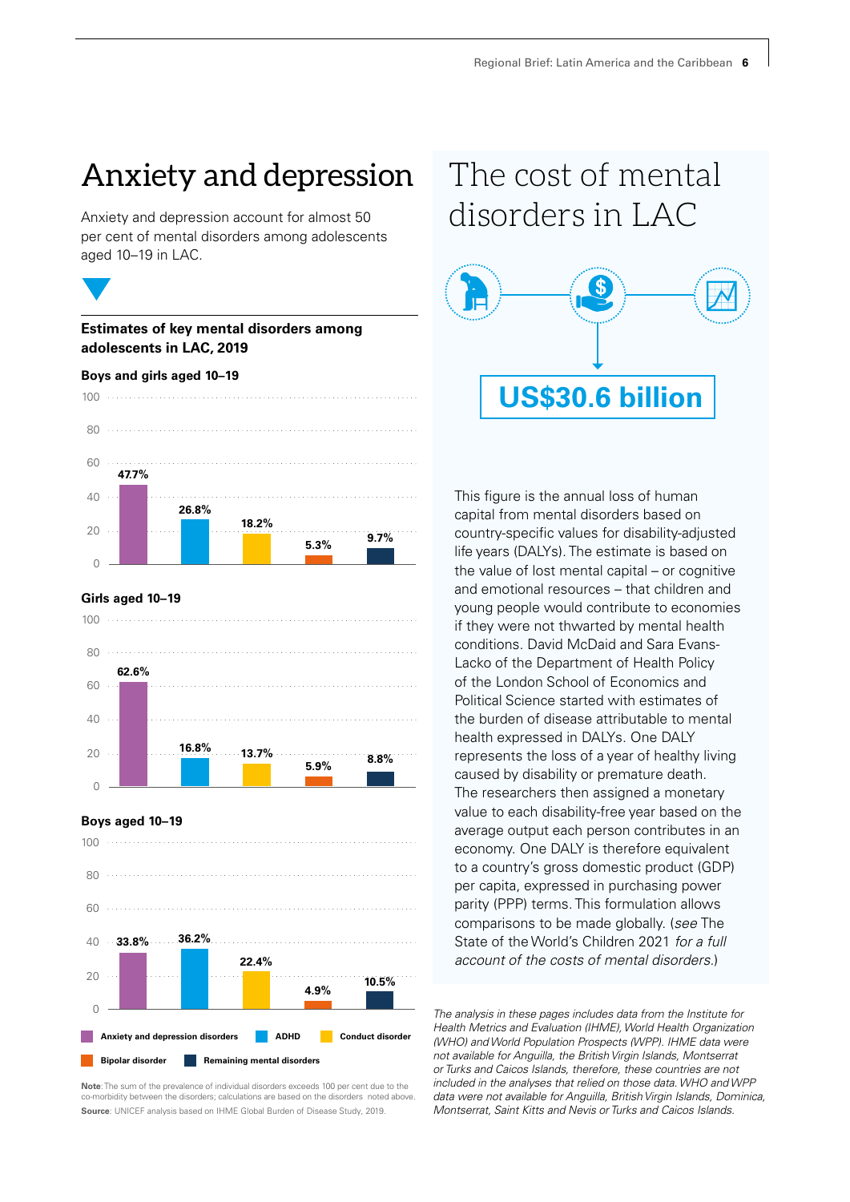# Anxiety and depression

Anxiety and depression account for almost 50 per cent of mental disorders among adolescents aged 10–19 in LAC.

**Estimates of key mental disorders among adolescents in LAC, 2019**

**Boys and girls aged 10–19**

| Disorder | Boys and girls aged 10–19 | Girls aged 10–19 | Boys aged 10–19 |
|---|---|---|---|
| Anxiety and depression disorders | 47.7% | 62.6% | 33.8% |
| ADHD | 26.8% | 16.8% | 36.2% |
| Conduct disorder | 18.2% | 13.7% | 22.4% |
| Bipolar disorder | 5.3% | 5.9% | 4.9% |
| Remaining mental disorders | 9.7% | 8.8% | 10.5% |

**Note**: The sum of the prevalence of individual disorders exceeds 100 per cent due to the co-morbidity between the disorders; calculations are based on the disorders noted above.

**Source**: UNICEF analysis based on IHME Global Burden of Disease Study, 2019.

# The cost of mental disorders in LAC

**US$30.6 billion**

This figure is the annual loss of human capital from mental disorders based on country-specific values for disability-adjusted life years (DALYs). The estimate is based on the value of lost mental capital – or cognitive and emotional resources – that children and young people would contribute to economies if they were not thwarted by mental health conditions. David McDaid and Sara Evans-Lacko of the Department of Health Policy of the London School of Economics and Political Science started with estimates of the burden of disease attributable to mental health expressed in DALYs. One DALY represents the loss of a year of healthy living caused by disability or premature death. The researchers then assigned a monetary value to each disability-free year based on the average output each person contributes in an economy. One DALY is therefore equivalent to a country's gross domestic product (GDP) per capita, expressed in purchasing power parity (PPP) terms. This formulation allows comparisons to be made globally. (*see* The State of the World's Children 2021 *for a full account of the costs of mental disorders.*)

*The analysis in these pages includes data from the Institute for Health Metrics and Evaluation (IHME), World Health Organization (WHO) and World Population Prospects (WPP). IHME data were not available for Anguilla, the British Virgin Islands, Montserrat or Turks and Caicos Islands, therefore, these countries are not included in the analyses that relied on those data. WHO and WPP data were not available for Anguilla, British Virgin Islands, Dominica, Montserrat, Saint Kitts and Nevis or Turks and Caicos Islands.*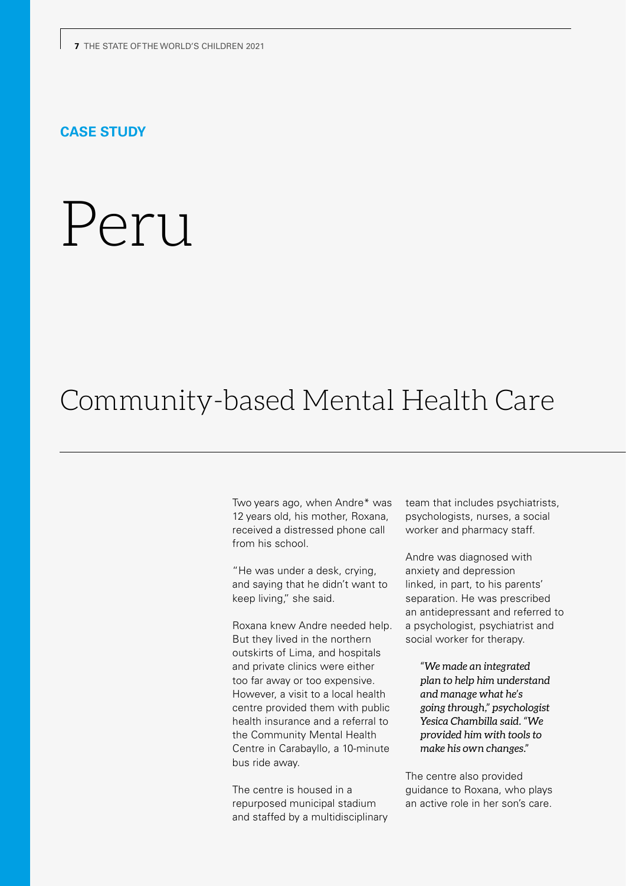**CASE STUDY**

# Peru

## Community-based Mental Health Care

Two years ago, when Andre* was 12 years old, his mother, Roxana, received a distressed phone call from his school.

"He was under a desk, crying, and saying that he didn't want to keep living," she said.

Roxana knew Andre needed help. But they lived in the northern outskirts of Lima, and hospitals and private clinics were either too far away or too expensive. However, a visit to a local health centre provided them with public health insurance and a referral to the Community Mental Health Centre in Carabayllo, a 10-minute bus ride away.

The centre is housed in a repurposed municipal stadium and staffed by a multidisciplinary team that includes psychiatrists, psychologists, nurses, a social worker and pharmacy staff.

Andre was diagnosed with anxiety and depression linked, in part, to his parents' separation. He was prescribed an antidepressant and referred to a psychologist, psychiatrist and social worker for therapy.

> *"We made an integrated plan to help him understand and manage what he's going through," psychologist Yesica Chambilla said. "We provided him with tools to make his own changes."*

The centre also provided guidance to Roxana, who plays an active role in her son's care.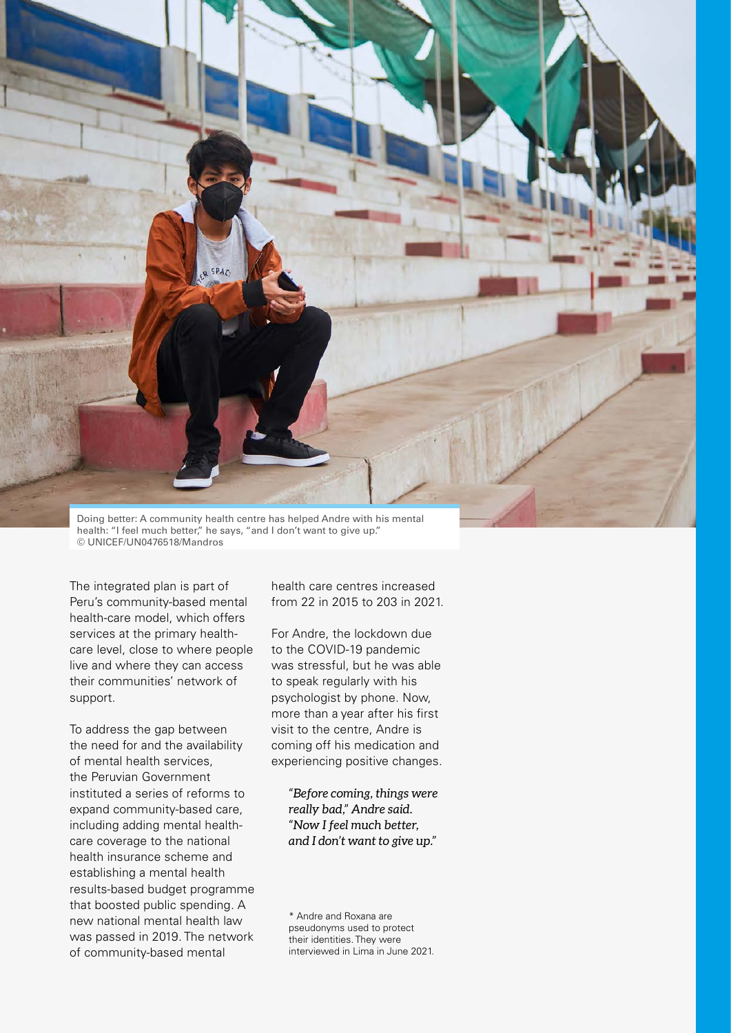Doing better: A community health centre has helped Andre with his mental health: "I feel much better," he says, "and I don't want to give up."
© UNICEF/UN0476518/Mandros

The integrated plan is part of Peru's community-based mental health-care model, which offers services at the primary health-care level, close to where people live and where they can access their communities' network of support.

To address the gap between the need for and the availability of mental health services, the Peruvian Government instituted a series of reforms to expand community-based care, including adding mental health-care coverage to the national health insurance scheme and establishing a mental health results-based budget programme that boosted public spending. A new national mental health law was passed in 2019. The network of community-based mental health care centres increased from 22 in 2015 to 203 in 2021.

For Andre, the lockdown due to the COVID-19 pandemic was stressful, but he was able to speak regularly with his psychologist by phone. Now, more than a year after his first visit to the centre, Andre is coming off his medication and experiencing positive changes.

> *"Before coming, things were really bad," Andre said. "Now I feel much better, and I don't want to give up."*

\* Andre and Roxana are pseudonyms used to protect their identities. They were interviewed in Lima in June 2021.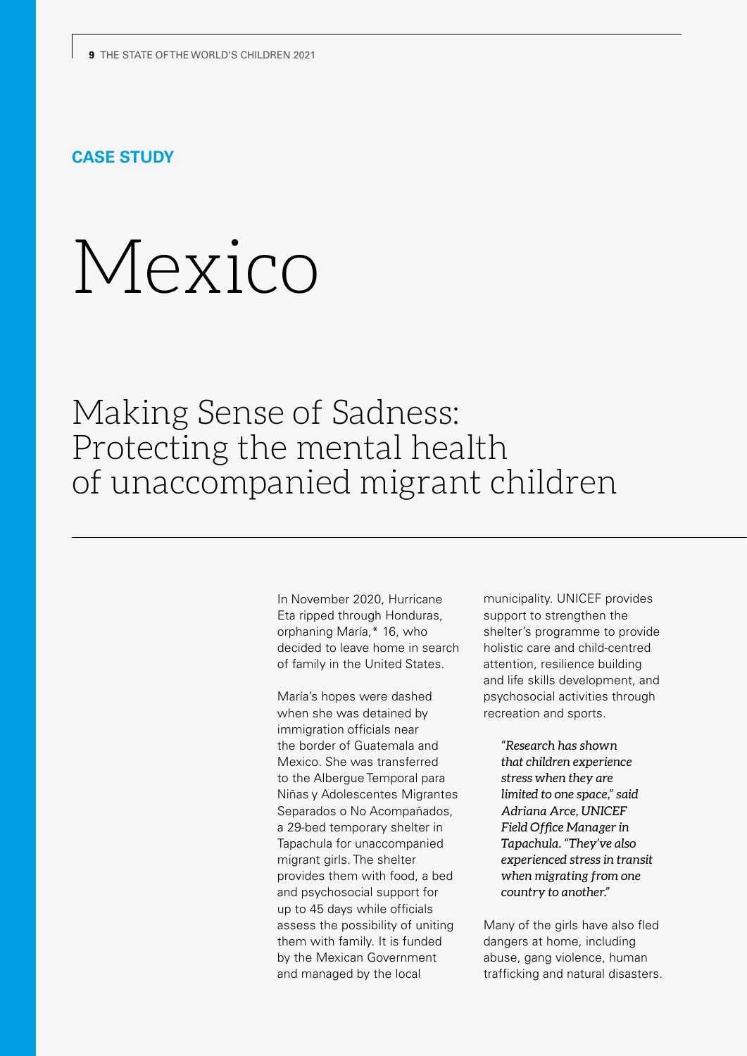**CASE STUDY**

# Mexico

## Making Sense of Sadness: Protecting the mental health of unaccompanied migrant children

In November 2020, Hurricane Eta ripped through Honduras, orphaning María,* 16, who decided to leave home in search of family in the United States.

María's hopes were dashed when she was detained by immigration officials near the border of Guatemala and Mexico. She was transferred to the Albergue Temporal para Niñas y Adolescentes Migrantes Separados o No Acompañados, a 29-bed temporary shelter in Tapachula for unaccompanied migrant girls. The shelter provides them with food, a bed and psychosocial support for up to 45 days while officials assess the possibility of uniting them with family. It is funded by the Mexican Government and managed by the local municipality. UNICEF provides support to strengthen the shelter's programme to provide holistic care and child-centred attention, resilience building and life skills development, and psychosocial activities through recreation and sports.

> *"Research has shown that children experience stress when they are limited to one space," said Adriana Arce, UNICEF Field Office Manager in Tapachula. "They've also experienced stress in transit when migrating from one country to another."*

Many of the girls have also fled dangers at home, including abuse, gang violence, human trafficking and natural disasters.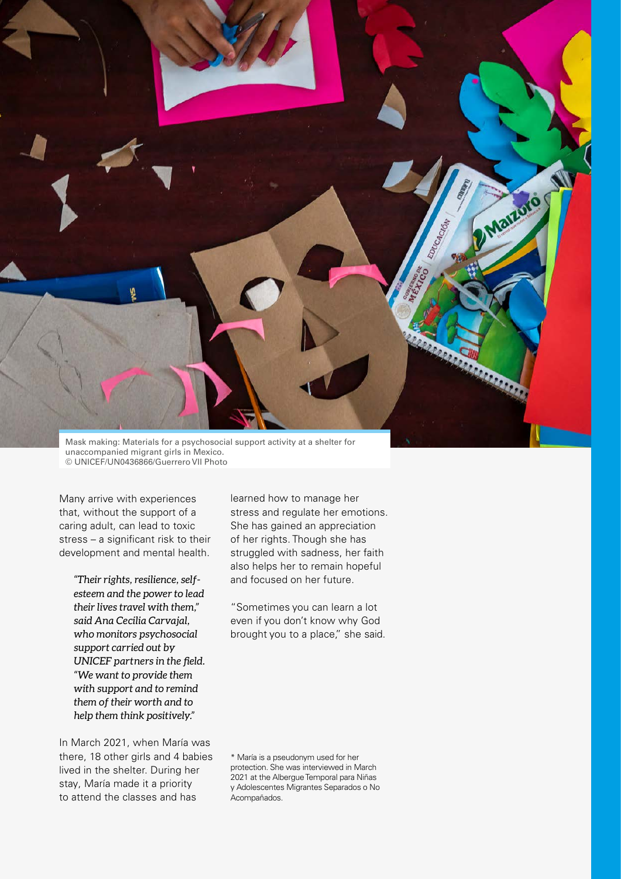Mask making: Materials for a psychosocial support activity at a shelter for unaccompanied migrant girls in Mexico.
© UNICEF/UN0436866/Guerrero VII Photo

Many arrive with experiences that, without the support of a caring adult, can lead to toxic stress – a significant risk to their development and mental health.

> *"Their rights, resilience, self-esteem and the power to lead their lives travel with them," said Ana Cecilia Carvajal, who monitors psychosocial support carried out by UNICEF partners in the field. "We want to provide them with support and to remind them of their worth and to help them think positively."*

In March 2021, when María was there, 18 other girls and 4 babies lived in the shelter. During her stay, María made it a priority to attend the classes and has learned how to manage her stress and regulate her emotions. She has gained an appreciation of her rights. Though she has struggled with sadness, her faith also helps her to remain hopeful and focused on her future.

"Sometimes you can learn a lot even if you don't know why God brought you to a place," she said.

\* María is a pseudonym used for her protection. She was interviewed in March 2021 at the Albergue Temporal para Niñas y Adolescentes Migrantes Separados o No Acompañados.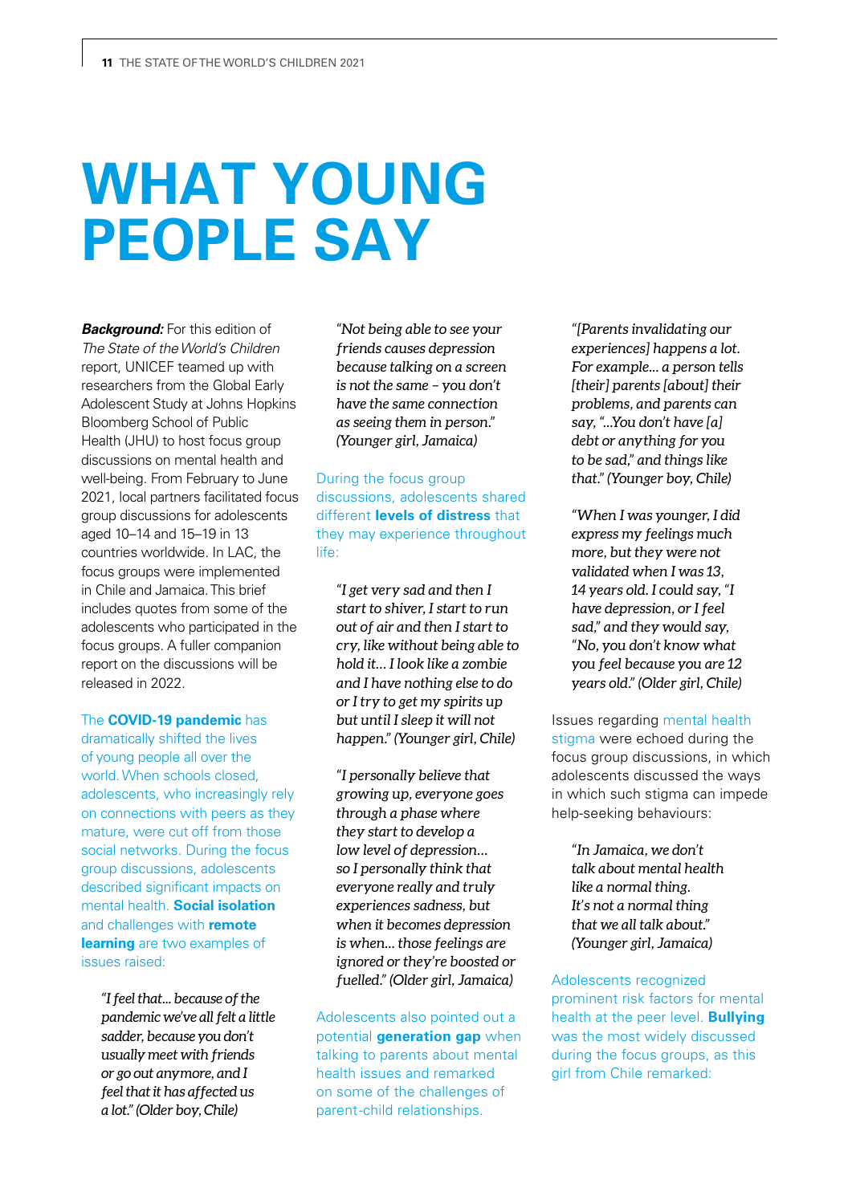# WHAT YOUNG PEOPLE SAY

***Background:*** For this edition of *The State of the World's Children* report, UNICEF teamed up with researchers from the Global Early Adolescent Study at Johns Hopkins Bloomberg School of Public Health (JHU) to host focus group discussions on mental health and well-being. From February to June 2021, local partners facilitated focus group discussions for adolescents aged 10–14 and 15–19 in 13 countries worldwide. In LAC, the focus groups were implemented in Chile and Jamaica. This brief includes quotes from some of the adolescents who participated in the focus groups. A fuller companion report on the discussions will be released in 2022.

The **COVID-19 pandemic** has dramatically shifted the lives of young people all over the world. When schools closed, adolescents, who increasingly rely on connections with peers as they mature, were cut off from those social networks. During the focus group discussions, adolescents described significant impacts on mental health. **Social isolation** and challenges with **remote learning** are two examples of issues raised:

> *"I feel that... because of the pandemic we've all felt a little sadder, because you don't usually meet with friends or go out anymore, and I feel that it has affected us a lot." (Older boy, Chile)*

> *"Not being able to see your friends causes depression because talking on a screen is not the same – you don't have the same connection as seeing them in person." (Younger girl, Jamaica)*

During the focus group discussions, adolescents shared different **levels of distress** that they may experience throughout life:

> *"I get very sad and then I start to shiver, I start to run out of air and then I start to cry, like without being able to hold it... I look like a zombie and I have nothing else to do or I try to get my spirits up but until I sleep it will not happen." (Younger girl, Chile)*

> *"I personally believe that growing up, everyone goes through a phase where they start to develop a low level of depression... so I personally think that everyone really and truly experiences sadness, but when it becomes depression is when... those feelings are ignored or they're boosted or fuelled." (Older girl, Jamaica)*

Adolescents also pointed out a potential **generation gap** when talking to parents about mental health issues and remarked on some of the challenges of parent-child relationships.

> *"[Parents invalidating our experiences] happens a lot. For example... a person tells [their] parents [about] their problems, and parents can say, "...You don't have [a] debt or anything for you to be sad," and things like that." (Younger boy, Chile)*

> *"When I was younger, I did express my feelings much more, but they were not validated when I was 13, 14 years old. I could say, "I have depression, or I feel sad," and they would say, "No, you don't know what you feel because you are 12 years old." (Older girl, Chile)*

Issues regarding mental health stigma were echoed during the focus group discussions, in which adolescents discussed the ways in which such stigma can impede help-seeking behaviours:

> *"In Jamaica, we don't talk about mental health like a normal thing. It's not a normal thing that we all talk about." (Younger girl, Jamaica)*

Adolescents recognized prominent risk factors for mental health at the peer level. **Bullying** was the most widely discussed during the focus groups, as this girl from Chile remarked: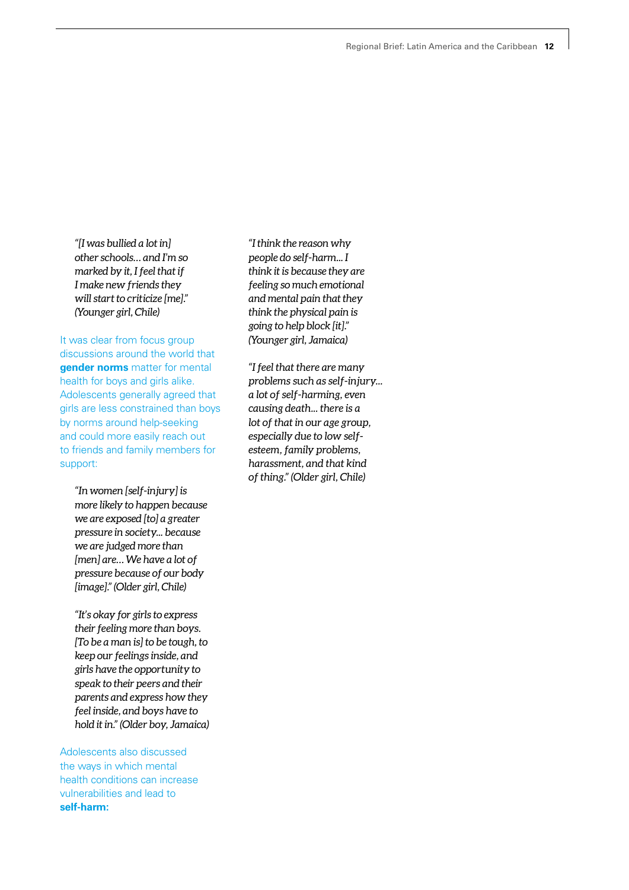*"[I was bullied a lot in] other schools… and I'm so marked by it, I feel that if I make new friends they will start to criticize [me]." (Younger girl, Chile)*

It was clear from focus group discussions around the world that **gender norms** matter for mental health for boys and girls alike. Adolescents generally agreed that girls are less constrained than boys by norms around help-seeking and could more easily reach out to friends and family members for support:

*"In women [self-injury] is more likely to happen because we are exposed [to] a greater pressure in society... because we are judged more than [men] are… We have a lot of pressure because of our body [image]." (Older girl, Chile)*

*"It's okay for girls to express their feeling more than boys. [To be a man is] to be tough, to keep our feelings inside, and girls have the opportunity to speak to their peers and their parents and express how they feel inside, and boys have to hold it in." (Older boy, Jamaica)*

Adolescents also discussed the ways in which mental health conditions can increase vulnerabilities and lead to **self-harm:**

*"I think the reason why people do self-harm... I think it is because they are feeling so much emotional and mental pain that they think the physical pain is going to help block [it]." (Younger girl, Jamaica)*

*"I feel that there are many problems such as self-injury... a lot of self-harming, even causing death... there is a lot of that in our age group, especially due to low self-esteem, family problems, harassment, and that kind of thing." (Older girl, Chile)*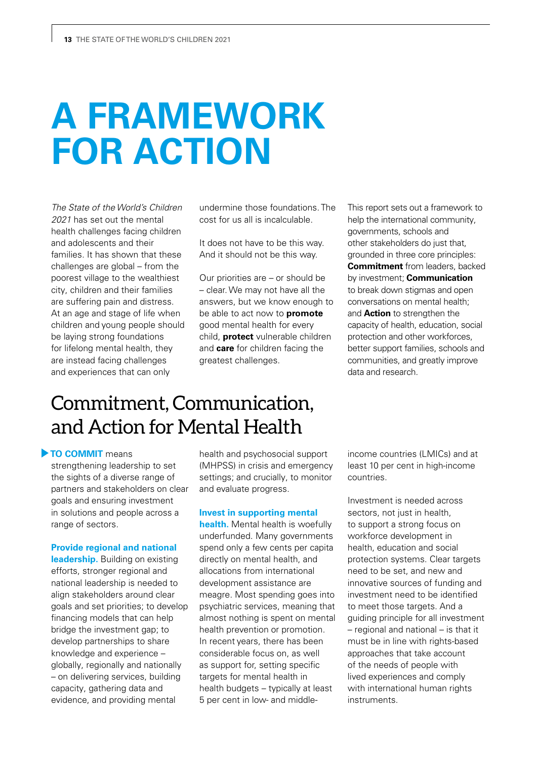# A FRAMEWORK FOR ACTION

*The State of the World's Children 2021* has set out the mental health challenges facing children and adolescents and their families. It has shown that these challenges are global – from the poorest village to the wealthiest city, children and their families are suffering pain and distress. At an age and stage of life when children and young people should be laying strong foundations for lifelong mental health, they are instead facing challenges and experiences that can only undermine those foundations. The cost for us all is incalculable.

It does not have to be this way. And it should not be this way.

Our priorities are – or should be – clear. We may not have all the answers, but we know enough to be able to act now to **promote** good mental health for every child, **protect** vulnerable children and **care** for children facing the greatest challenges.

This report sets out a framework to help the international community, governments, schools and other stakeholders do just that, grounded in three core principles: **Commitment** from leaders, backed by investment; **Communication** to break down stigmas and open conversations on mental health; and **Action** to strengthen the capacity of health, education, social protection and other workforces, better support families, schools and communities, and greatly improve data and research.

## Commitment, Communication, and Action for Mental Health

**TO COMMIT** means strengthening leadership to set the sights of a diverse range of partners and stakeholders on clear goals and ensuring investment in solutions and people across a range of sectors.

**Provide regional and national leadership.** Building on existing efforts, stronger regional and national leadership is needed to align stakeholders around clear goals and set priorities; to develop financing models that can help bridge the investment gap; to develop partnerships to share knowledge and experience – globally, regionally and nationally – on delivering services, building capacity, gathering data and evidence, and providing mental health and psychosocial support (MHPSS) in crisis and emergency settings; and crucially, to monitor and evaluate progress.

**Invest in supporting mental health.** Mental health is woefully underfunded. Many governments spend only a few cents per capita directly on mental health, and allocations from international development assistance are meagre. Most spending goes into psychiatric services, meaning that almost nothing is spent on mental health prevention or promotion. In recent years, there has been considerable focus on, as well as support for, setting specific targets for mental health in health budgets – typically at least 5 per cent in low- and middle-income countries (LMICs) and at least 10 per cent in high-income countries.

Investment is needed across sectors, not just in health, to support a strong focus on workforce development in health, education and social protection systems. Clear targets need to be set, and new and innovative sources of funding and investment need to be identified to meet those targets. And a guiding principle for all investment – regional and national – is that it must be in line with rights-based approaches that take account of the needs of people with lived experiences and comply with international human rights instruments.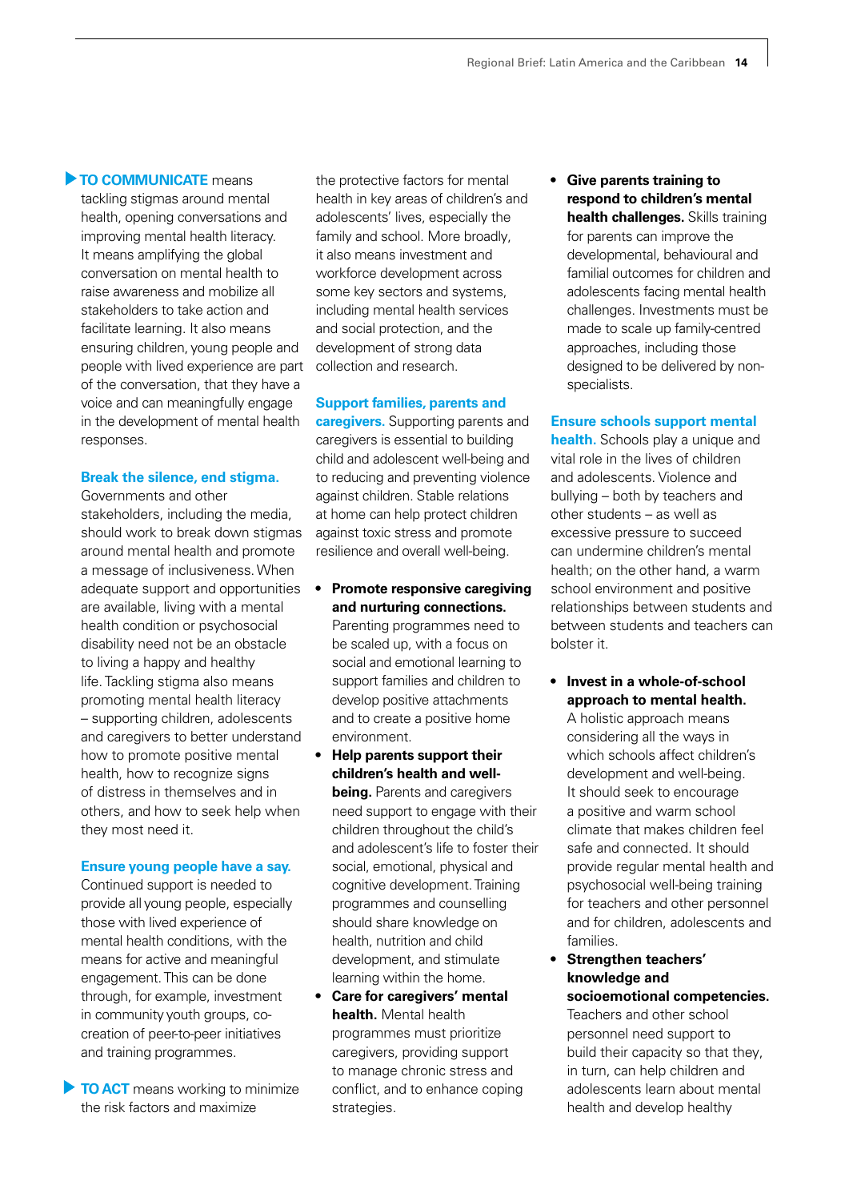**▶ TO COMMUNICATE** means tackling stigmas around mental health, opening conversations and improving mental health literacy. It means amplifying the global conversation on mental health to raise awareness and mobilize all stakeholders to take action and facilitate learning. It also means ensuring children, young people and people with lived experience are part of the conversation, that they have a voice and can meaningfully engage in the development of mental health responses.

**Break the silence, end stigma.** Governments and other stakeholders, including the media, should work to break down stigmas around mental health and promote a message of inclusiveness. When adequate support and opportunities are available, living with a mental health condition or psychosocial disability need not be an obstacle to living a happy and healthy life. Tackling stigma also means promoting mental health literacy – supporting children, adolescents and caregivers to better understand how to promote positive mental health, how to recognize signs of distress in themselves and in others, and how to seek help when they most need it.

**Ensure young people have a say.** Continued support is needed to provide all young people, especially those with lived experience of mental health conditions, with the means for active and meaningful engagement. This can be done through, for example, investment in community youth groups, co-creation of peer-to-peer initiatives and training programmes.

**▶ TO ACT** means working to minimize the risk factors and maximize the protective factors for mental health in key areas of children's and adolescents' lives, especially the family and school. More broadly, it also means investment and workforce development across some key sectors and systems, including mental health services and social protection, and the development of strong data collection and research.

**Support families, parents and caregivers.** Supporting parents and caregivers is essential to building child and adolescent well-being and to reducing and preventing violence against children. Stable relations at home can help protect children against toxic stress and promote resilience and overall well-being.

- **Promote responsive caregiving and nurturing connections.** Parenting programmes need to be scaled up, with a focus on social and emotional learning to support families and children to develop positive attachments and to create a positive home environment.
- **Help parents support their children's health and well-being.** Parents and caregivers need support to engage with their children throughout the child's and adolescent's life to foster their social, emotional, physical and cognitive development. Training programmes and counselling should share knowledge on health, nutrition and child development, and stimulate learning within the home.
- **Care for caregivers' mental health.** Mental health programmes must prioritize caregivers, providing support to manage chronic stress and conflict, and to enhance coping strategies.
- **Give parents training to respond to children's mental health challenges.** Skills training for parents can improve the developmental, behavioural and familial outcomes for children and adolescents facing mental health challenges. Investments must be made to scale up family-centred approaches, including those designed to be delivered by non-specialists.

**Ensure schools support mental health.** Schools play a unique and vital role in the lives of children and adolescents. Violence and bullying – both by teachers and other students – as well as excessive pressure to succeed can undermine children's mental health; on the other hand, a warm school environment and positive relationships between students and between students and teachers can bolster it.

- **Invest in a whole-of-school approach to mental health.** A holistic approach means considering all the ways in which schools affect children's development and well-being. It should seek to encourage a positive and warm school climate that makes children feel safe and connected. It should provide regular mental health and psychosocial well-being training for teachers and other personnel and for children, adolescents and families.
- **Strengthen teachers' knowledge and socioemotional competencies.** Teachers and other school personnel need support to build their capacity so that they, in turn, can help children and adolescents learn about mental health and develop healthy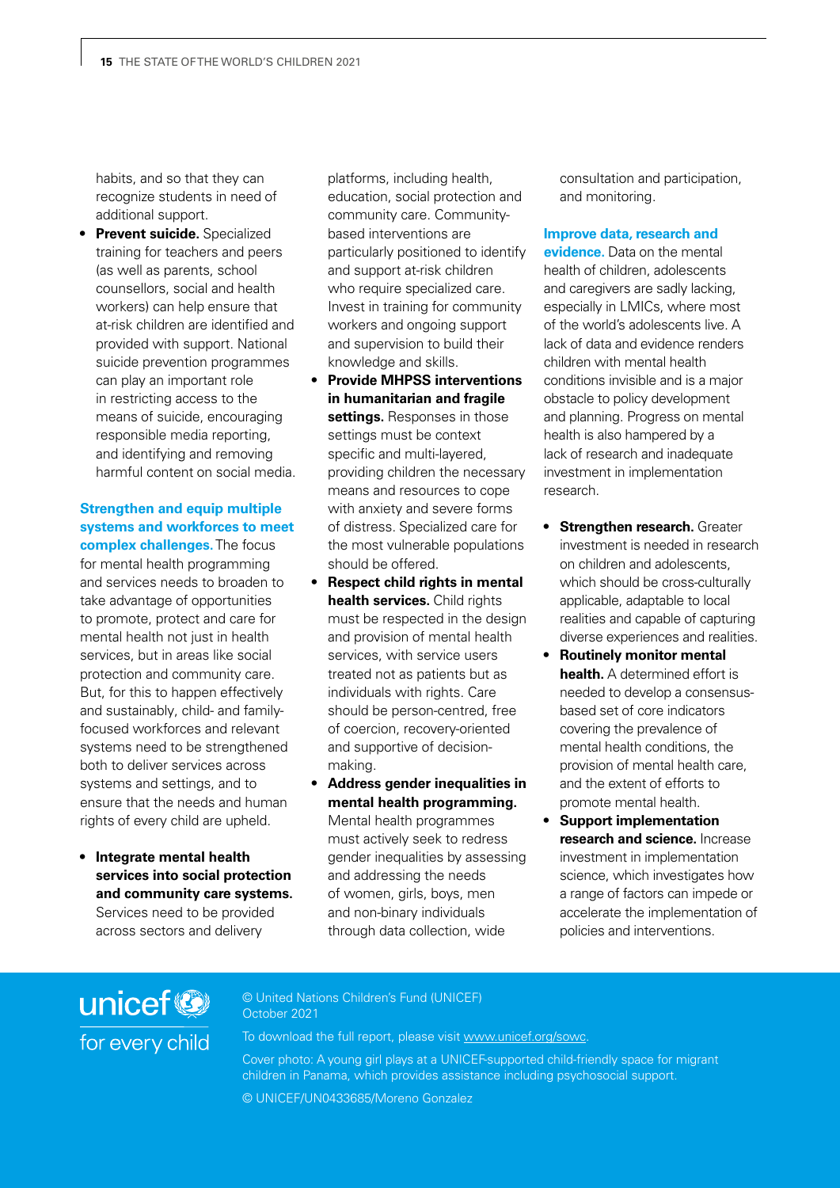habits, and so that they can recognize students in need of additional support.

- **Prevent suicide.** Specialized training for teachers and peers (as well as parents, school counsellors, social and health workers) can help ensure that at-risk children are identified and provided with support. National suicide prevention programmes can play an important role in restricting access to the means of suicide, encouraging responsible media reporting, and identifying and removing harmful content on social media.

**Strengthen and equip multiple systems and workforces to meet complex challenges.** The focus for mental health programming and services needs to broaden to take advantage of opportunities to promote, protect and care for mental health not just in health services, but in areas like social protection and community care. But, for this to happen effectively and sustainably, child- and family-focused workforces and relevant systems need to be strengthened both to deliver services across systems and settings, and to ensure that the needs and human rights of every child are upheld.

- **Integrate mental health services into social protection and community care systems.** Services need to be provided across sectors and delivery platforms, including health, education, social protection and community care. Community-based interventions are particularly positioned to identify and support at-risk children who require specialized care. Invest in training for community workers and ongoing support and supervision to build their knowledge and skills.
- **Provide MHPSS interventions in humanitarian and fragile settings.** Responses in those settings must be context specific and multi-layered, providing children the necessary means and resources to cope with anxiety and severe forms of distress. Specialized care for the most vulnerable populations should be offered.
- **Respect child rights in mental health services.** Child rights must be respected in the design and provision of mental health services, with service users treated not as patients but as individuals with rights. Care should be person-centred, free of coercion, recovery-oriented and supportive of decision-making.
- **Address gender inequalities in mental health programming.** Mental health programmes must actively seek to redress gender inequalities by assessing and addressing the needs of women, girls, boys, men and non-binary individuals through data collection, wide consultation and participation, and monitoring.

**Improve data, research and evidence.** Data on the mental health of children, adolescents and caregivers are sadly lacking, especially in LMICs, where most of the world's adolescents live. A lack of data and evidence renders children with mental health conditions invisible and is a major obstacle to policy development and planning. Progress on mental health is also hampered by a lack of research and inadequate investment in implementation research.

- **Strengthen research.** Greater investment is needed in research on children and adolescents, which should be cross-culturally applicable, adaptable to local realities and capable of capturing diverse experiences and realities.
- **Routinely monitor mental health.** A determined effort is needed to develop a consensus-based set of core indicators covering the prevalence of mental health conditions, the provision of mental health care, and the extent of efforts to promote mental health.
- **Support implementation research and science.** Increase investment in implementation science, which investigates how a range of factors can impede or accelerate the implementation of policies and interventions.

unicef for every child

© United Nations Children's Fund (UNICEF)
October 2021

To download the full report, please visit www.unicef.org/sowc.

Cover photo: A young girl plays at a UNICEF-supported child-friendly space for migrant children in Panama, which provides assistance including psychosocial support.

© UNICEF/UN0433685/Moreno Gonzalez